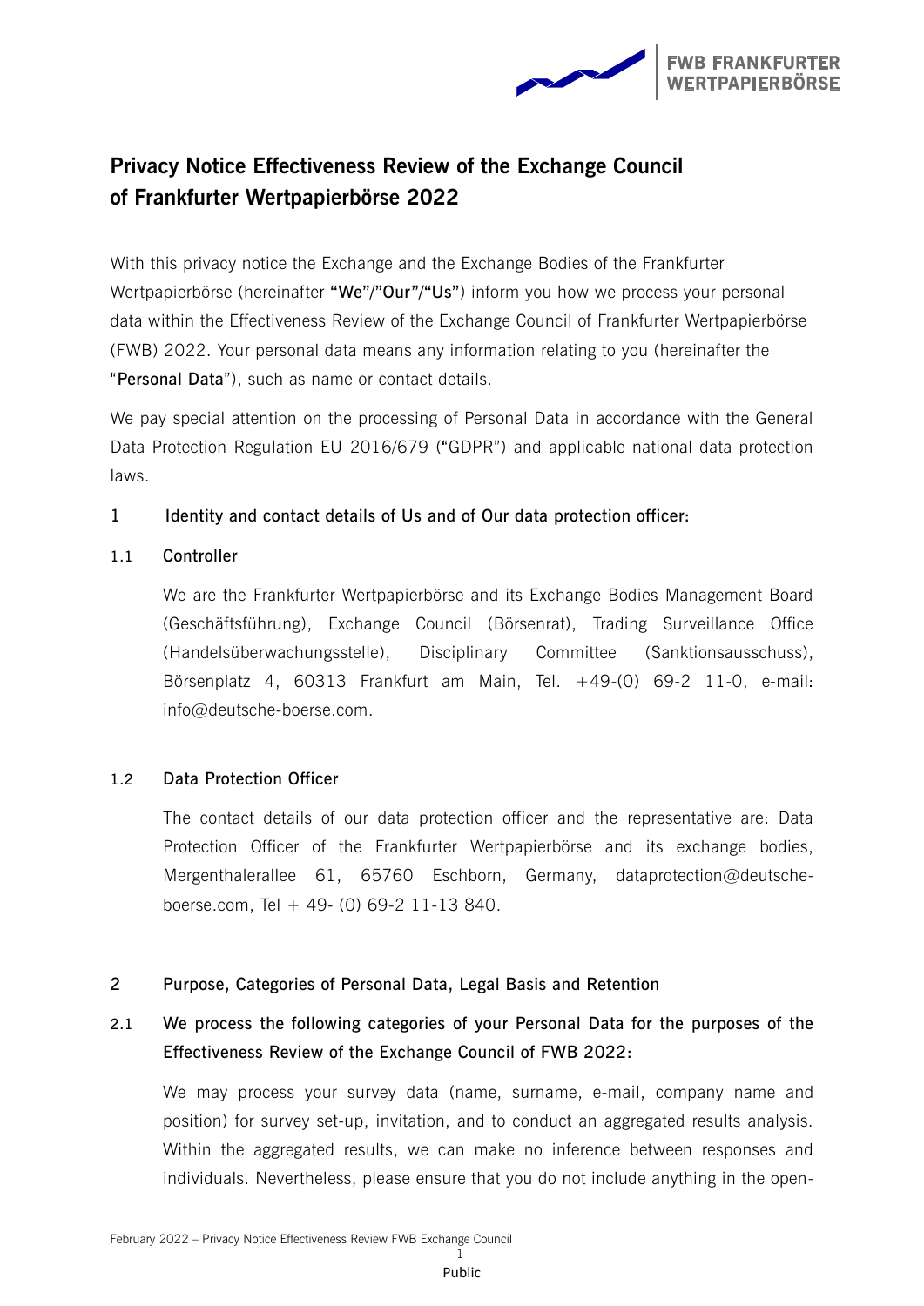# Privacy Notice Effectiveness Review of the Exchange Council of Frankfurter Wertpapierbörse 2022

With this privacy notice the Exchange and the Exchange Bodies of the Frankfurter Wertpapierbörse (hereinafter **"We"/"Our"/"Us"**) inform you how we process your personal data within the Effectiveness Review of the Exchange Council of Frankfurter Wertpapierbörse (FWB) 2022. Your personal data means any information relating to you (hereinafter the "**Personal Data**"), such as name or contact details.

We pay special attention on the processing of Personal Data in accordance with the General Data Protection Regulation EU 2016/679 ("GDPR") and applicable national data protection laws.

## 1 Identity and contact details of Us and of Our data protection officer:

### 1.1 Controller

We are the Frankfurter Wertpapierbörse and its Exchange Bodies Management Board (Geschäftsführung), Exchange Council (Börsenrat), Trading Surveillance Office (Handelsüberwachungsstelle), Disciplinary Committee (Sanktionsausschuss), Börsenplatz 4, 60313 Frankfurt am Main, Tel. +49-(0) 69-2 11-0, e-mail: info@deutsche-boerse.com.

### 1.2 Data Protection Officer

The contact details of our data protection officer and the representative are: Data Protection Officer of the Frankfurter Wertpapierbörse and its exchange bodies, Mergenthalerallee 61, 65760 Eschborn, Germany, dataprotection@deutsche-boerse.com, Tel + 49- (0) 69-2 11-13 840.

## 2 Purpose, Categories of Personal Data, Legal Basis and Retention

### 2.1 We process the following categories of your Personal Data for the purposes of the Effectiveness Review of the Exchange Council of FWB 2022:

We may process your survey data (name, surname, e-mail, company name and position) for survey set-up, invitation, and to conduct an aggregated results analysis. Within the aggregated results, we can make no inference between responses and individuals. Nevertheless, please ensure that you do not include anything in the open-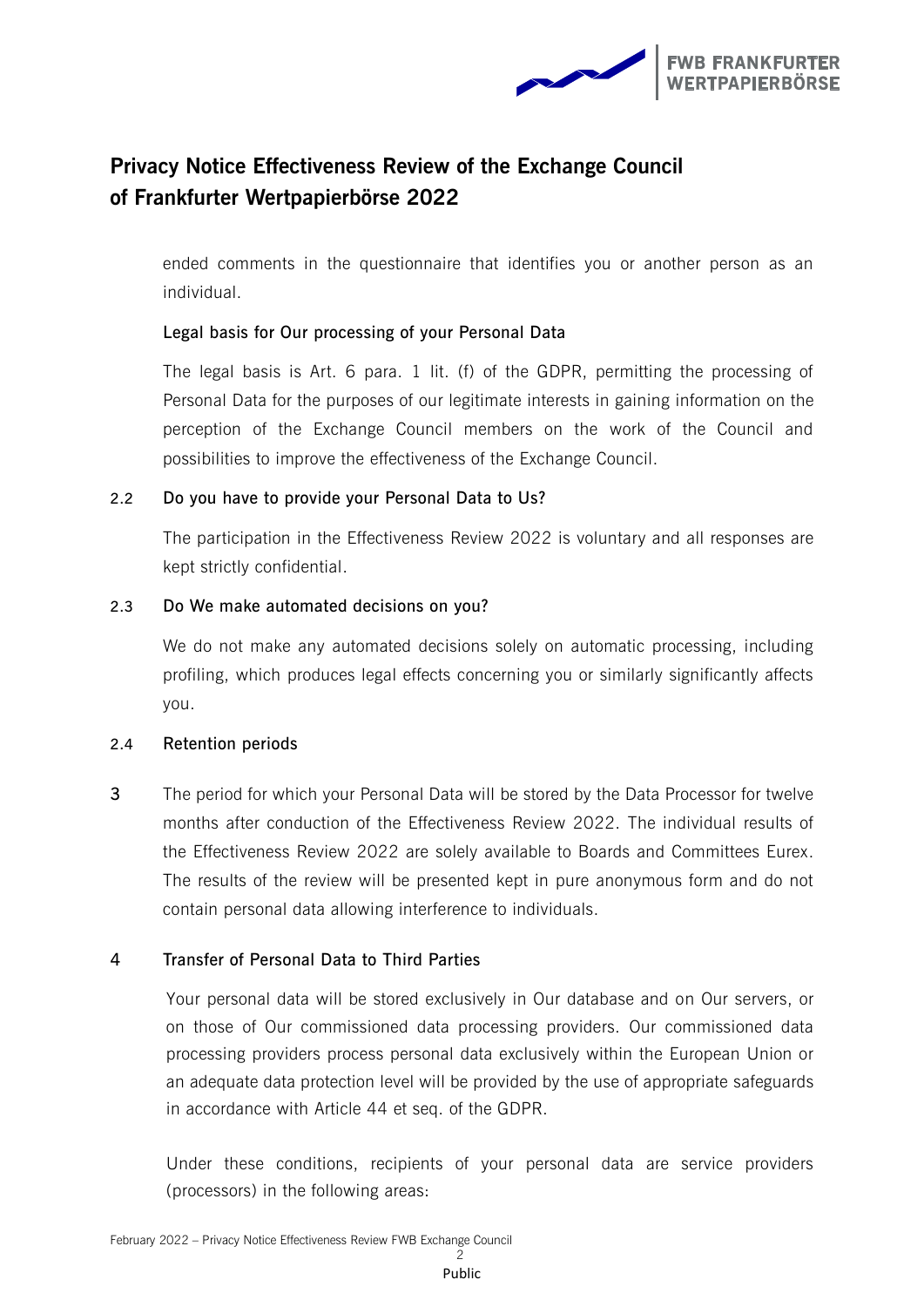ended comments in the questionnaire that identifies you or another person as an individual.

**Legal basis for Our processing of your Personal Data**

The legal basis is Art. 6 para. 1 lit. (f) of the GDPR, permitting the processing of Personal Data for the purposes of our legitimate interests in gaining information on the perception of the Exchange Council members on the work of the Council and possibilities to improve the effectiveness of the Exchange Council.

### 2.2 Do you have to provide your Personal Data to Us?

The participation in the Effectiveness Review 2022 is voluntary and all responses are kept strictly confidential.

### 2.3 Do We make automated decisions on you?

We do not make any automated decisions solely on automatic processing, including profiling, which produces legal effects concerning you or similarly significantly affects you.

### 2.4 Retention periods

3 The period for which your Personal Data will be stored by the Data Processor for twelve months after conduction of the Effectiveness Review 2022. The individual results of the Effectiveness Review 2022 are solely available to Boards and Committees Eurex. The results of the review will be presented kept in pure anonymous form and do not contain personal data allowing interference to individuals.

## 4 Transfer of Personal Data to Third Parties

Your personal data will be stored exclusively in Our database and on Our servers, or on those of Our commissioned data processing providers. Our commissioned data processing providers process personal data exclusively within the European Union or an adequate data protection level will be provided by the use of appropriate safeguards in accordance with Article 44 et seq. of the GDPR.

Under these conditions, recipients of your personal data are service providers (processors) in the following areas: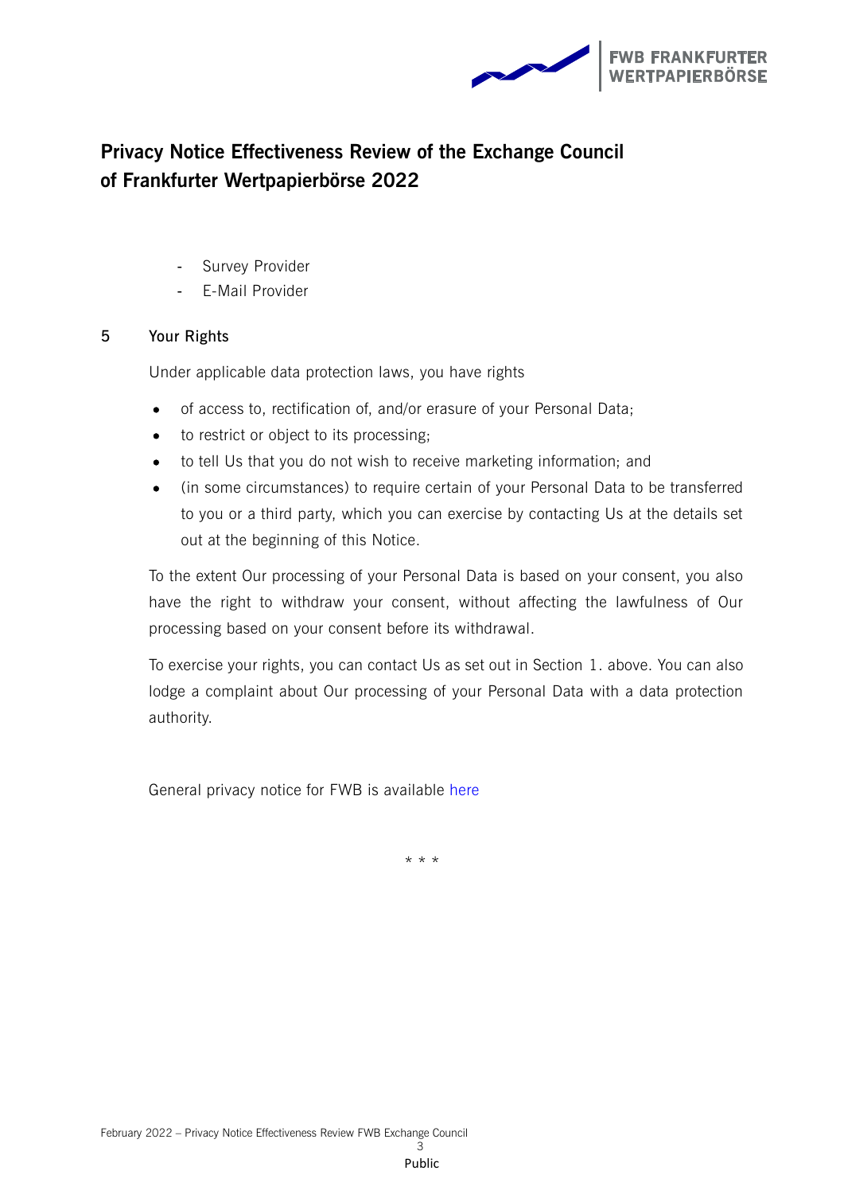- Survey Provider
- E-Mail Provider

## 5 Your Rights

Under applicable data protection laws, you have rights

- of access to, rectification of, and/or erasure of your Personal Data;
- to restrict or object to its processing;
- to tell Us that you do not wish to receive marketing information; and
- (in some circumstances) to require certain of your Personal Data to be transferred to you or a third party, which you can exercise by contacting Us at the details set out at the beginning of this Notice.

To the extent Our processing of your Personal Data is based on your consent, you also have the right to withdraw your consent, without affecting the lawfulness of Our processing based on your consent before its withdrawal.

To exercise your rights, you can contact Us as set out in Section 1. above. You can also lodge a complaint about Our processing of your Personal Data with a data protection authority.

General privacy notice for FWB is available here

\* \* \*